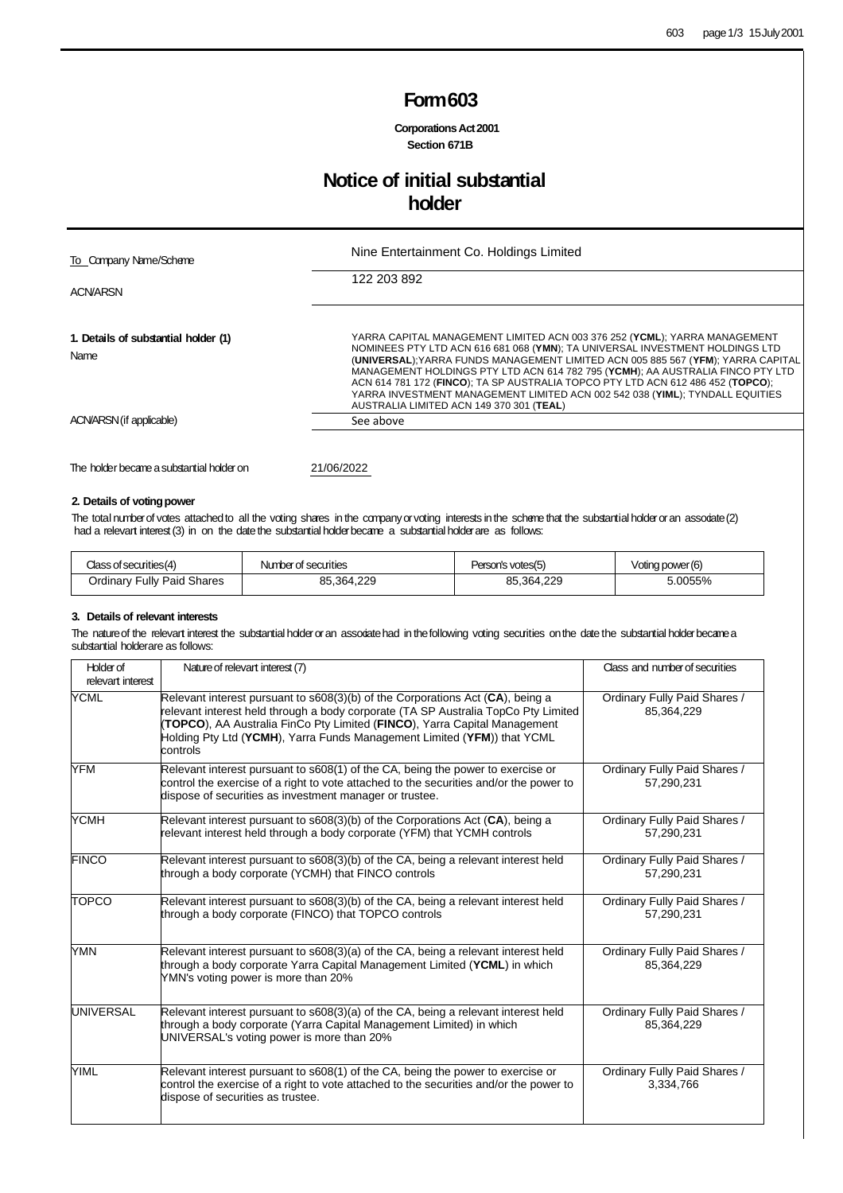# Form 603

**Corporations Act 2001**
**Section 671B**

# Notice of initial substantial holder

| | |
|---|---|
| To Company Name/Scheme | Nine Entertainment Co. Holdings Limited |
| ACN/ARSN | 122 203 892 |

**1. Details of substantial holder (1)**

| | |
|---|---|
| Name | YARRA CAPITAL MANAGEMENT LIMITED ACN 003 376 252 (**YCML**); YARRA MANAGEMENT NOMINEES PTY LTD ACN 616 681 068 (**YMN**); TA UNIVERSAL INVESTMENT HOLDINGS LTD (**UNIVERSAL**);YARRA FUNDS MANAGEMENT LIMITED ACN 005 885 567 (**YFM**); YARRA CAPITAL MANAGEMENT HOLDINGS PTY LTD ACN 614 782 795 (**YCMH**); AA AUSTRALIA FINCO PTY LTD ACN 614 781 172 (**FINCO**); TA SP AUSTRALIA TOPCO PTY LTD ACN 612 486 452 (**TOPCO**); YARRA INVESTMENT MANAGEMENT LIMITED ACN 002 542 038 (**YIML**); TYNDALL EQUITIES AUSTRALIA LIMITED ACN 149 370 301 (**TEAL**) |
| ACN/ARSN (if applicable) | See above |

The holder became a substantial holder on 21/06/2022

**2. Details of voting power**

The total number of votes attached to all the voting shares in the company or voting interests in the scheme that the substantial holder or an associate (2) had a relevant interest (3) in on the date the substantial holder became a substantial holder are as follows:

| Class of securities (4) | Number of securities | Person's votes (5) | Voting power (6) |
|---|---|---|---|
| Ordinary Fully Paid Shares | 85,364,229 | 85,364,229 | 5.0055% |

**3. Details of relevant interests**

The nature of the relevant interest the substantial holder or an associate had in the following voting securities on the date the substantial holder became a substantial holder are as follows:

| Holder of relevant interest | Nature of relevant interest (7) | Class and number of securities |
|---|---|---|
| YCML | Relevant interest pursuant to s608(3)(b) of the Corporations Act (**CA**), being a relevant interest held through a body corporate (TA SP Australia TopCo Pty Limited (**TOPCO**), AA Australia FinCo Pty Limited (**FINCO**), Yarra Capital Management Holding Pty Ltd (**YCMH**), Yarra Funds Management Limited (**YFM**)) that YCML controls | Ordinary Fully Paid Shares / 85,364,229 |
| YFM | Relevant interest pursuant to s608(1) of the CA, being the power to exercise or control the exercise of a right to vote attached to the securities and/or the power to dispose of securities as investment manager or trustee. | Ordinary Fully Paid Shares / 57,290,231 |
| YCMH | Relevant interest pursuant to s608(3)(b) of the Corporations Act (**CA**), being a relevant interest held through a body corporate (YFM) that YCMH controls | Ordinary Fully Paid Shares / 57,290,231 |
| FINCO | Relevant interest pursuant to s608(3)(b) of the CA, being a relevant interest held through a body corporate (YCMH) that FINCO controls | Ordinary Fully Paid Shares / 57,290,231 |
| TOPCO | Relevant interest pursuant to s608(3)(b) of the CA, being a relevant interest held through a body corporate (FINCO) that TOPCO controls | Ordinary Fully Paid Shares / 57,290,231 |
| YMN | Relevant interest pursuant to s608(3)(a) of the CA, being a relevant interest held through a body corporate Yarra Capital Management Limited (**YCML**) in which YMN's voting power is more than 20% | Ordinary Fully Paid Shares / 85,364,229 |
| UNIVERSAL | Relevant interest pursuant to s608(3)(a) of the CA, being a relevant interest held through a body corporate (Yarra Capital Management Limited) in which UNIVERSAL's voting power is more than 20% | Ordinary Fully Paid Shares / 85,364,229 |
| YIML | Relevant interest pursuant to s608(1) of the CA, being the power to exercise or control the exercise of a right to vote attached to the securities and/or the power to dispose of securities as trustee. | Ordinary Fully Paid Shares / 3,334,766 |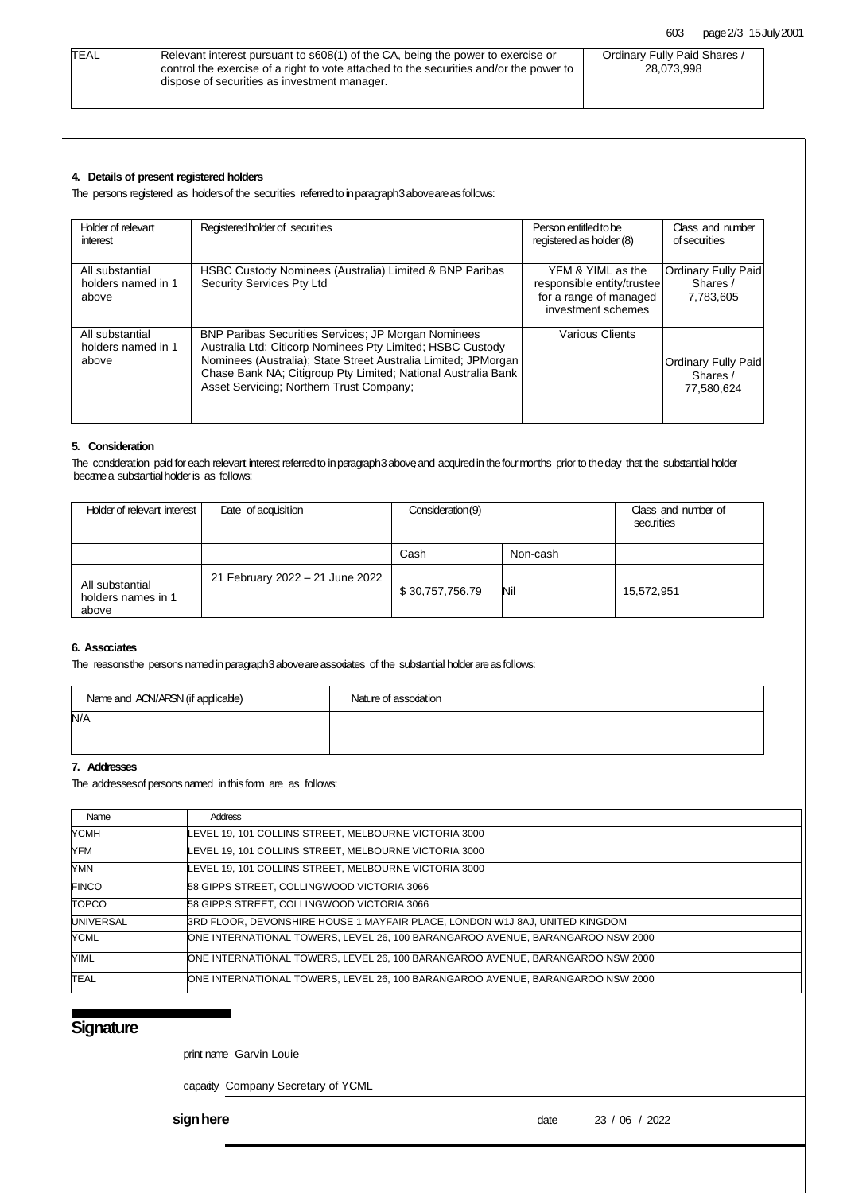| | | |
|---|---|---|
| TEAL | Relevant interest pursuant to s608(1) of the CA, being the power to exercise or control the exercise of a right to vote attached to the securities and/or the power to dispose of securities as investment manager. | Ordinary Fully Paid Shares / 28,073,998 |

#### 4. Details of present registered holders

The persons registered as holders of the securities referred to in paragraph 3 above are as follows:

| Holder of relevant interest | Registered holder of securities | Person entitled to be registered as holder (8) | Class and number of securities |
|---|---|---|---|
| All substantial holders named in 1 above | HSBC Custody Nominees (Australia) Limited & BNP Paribas Security Services Pty Ltd | YFM & YIML as the responsible entity/trustee for a range of managed investment schemes | Ordinary Fully Paid Shares / 7,783,605 |
| All substantial holders named in 1 above | BNP Paribas Securities Services; JP Morgan Nominees Australia Ltd; Citicorp Nominees Pty Limited; HSBC Custody Nominees (Australia); State Street Australia Limited; JPMorgan Chase Bank NA; Citigroup Pty Limited; National Australia Bank Asset Servicing; Northern Trust Company; | Various Clients | Ordinary Fully Paid Shares / 77,580,624 |

#### 5. Consideration

The consideration paid for each relevant interest referred to in paragraph 3 above, and acquired in the four months prior to the day that the substantial holder became a substantial holder is as follows:

| Holder of relevant interest | Date of acquisition | Consideration (9) | | Class and number of securities |
|---|---|---|---|---|
| | | Cash | Non-cash | |
| All substantial holders names in 1 above | 21 February 2022 – 21 June 2022 | $ 30,757,756.79 | Nil | 15,572,951 |

#### 6. Associates

The reasons the persons named in paragraph 3 above are associates of the substantial holder are as follows:

| Name and ACN/ARSN (if applicable) | Nature of association |
|---|---|
| N/A | |
| | |

#### 7. Addresses

The addresses of persons named in this form are as follows:

| Name | Address |
|---|---|
| YCMH | LEVEL 19, 101 COLLINS STREET, MELBOURNE VICTORIA 3000 |
| YFM | LEVEL 19, 101 COLLINS STREET, MELBOURNE VICTORIA 3000 |
| YMN | LEVEL 19, 101 COLLINS STREET, MELBOURNE VICTORIA 3000 |
| FINCO | 58 GIPPS STREET, COLLINGWOOD VICTORIA 3066 |
| TOPCO | 58 GIPPS STREET, COLLINGWOOD VICTORIA 3066 |
| UNIVERSAL | 3RD FLOOR, DEVONSHIRE HOUSE 1 MAYFAIR PLACE, LONDON W1J 8AJ, UNITED KINGDOM |
| YCML | ONE INTERNATIONAL TOWERS, LEVEL 26, 100 BARANGAROO AVENUE, BARANGAROO NSW 2000 |
| YIML | ONE INTERNATIONAL TOWERS, LEVEL 26, 100 BARANGAROO AVENUE, BARANGAROO NSW 2000 |
| TEAL | ONE INTERNATIONAL TOWERS, LEVEL 26, 100 BARANGAROO AVENUE, BARANGAROO NSW 2000 |

## Signature

print name Garvin Louie

capacity Company Secretary of YCML

**sign here**

date 23 / 06 / 2022